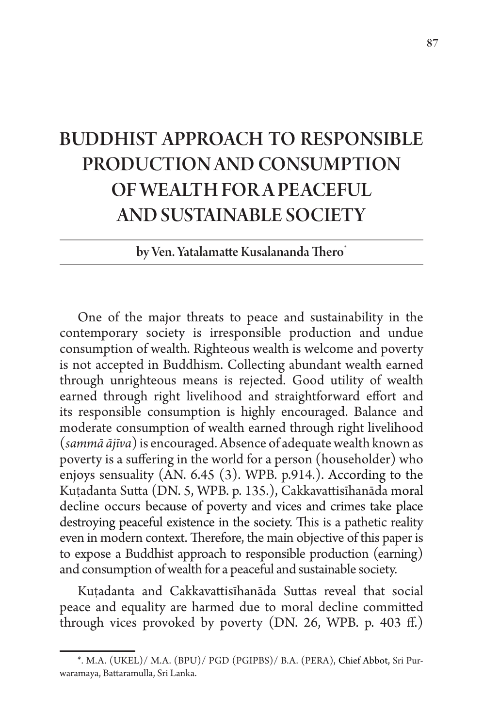# BUDDHIST APPROACH TO RESPONSIBLE PRODUCTION AND CONSUMPTION OF WEALTH FOR A PEACEFUL AND SUSTAINABLE SOCIETY

**by Ven. Yatalamatte Kusalananda Thero***

One of the major threats to peace and sustainability in the contemporary society is irresponsible production and undue consumption of wealth. Righteous wealth is welcome and poverty is not accepted in Buddhism. Collecting abundant wealth earned through unrighteous means is rejected. Good utility of wealth earned through right livelihood and straightforward effort and its responsible consumption is highly encouraged. Balance and moderate consumption of wealth earned through right livelihood (*sammā ājīva*) is encouraged. Absence of adequate wealth known as poverty is a suffering in the world for a person (householder) who enjoys sensuality (AN. 6.45 (3). WPB. p.914.). According to the Kuṭadanta Sutta (DN. 5, WPB. p. 135.), Cakkavattisīhanāda moral decline occurs because of poverty and vices and crimes take place destroying peaceful existence in the society. This is a pathetic reality even in modern context. Therefore, the main objective of this paper is to expose a Buddhist approach to responsible production (earning) and consumption of wealth for a peaceful and sustainable society.

Kuṭadanta and Cakkavattisīhanāda Suttas reveal that social peace and equality are harmed due to moral decline committed through vices provoked by poverty (DN. 26, WPB. p. 403 ff.)

*. M.A. (UKEL)/ M.A. (BPU)/ PGD (PGIPBS)/ B.A. (PERA), Chief Abbot, Sri Purwaramaya, Battaramulla, Sri Lanka.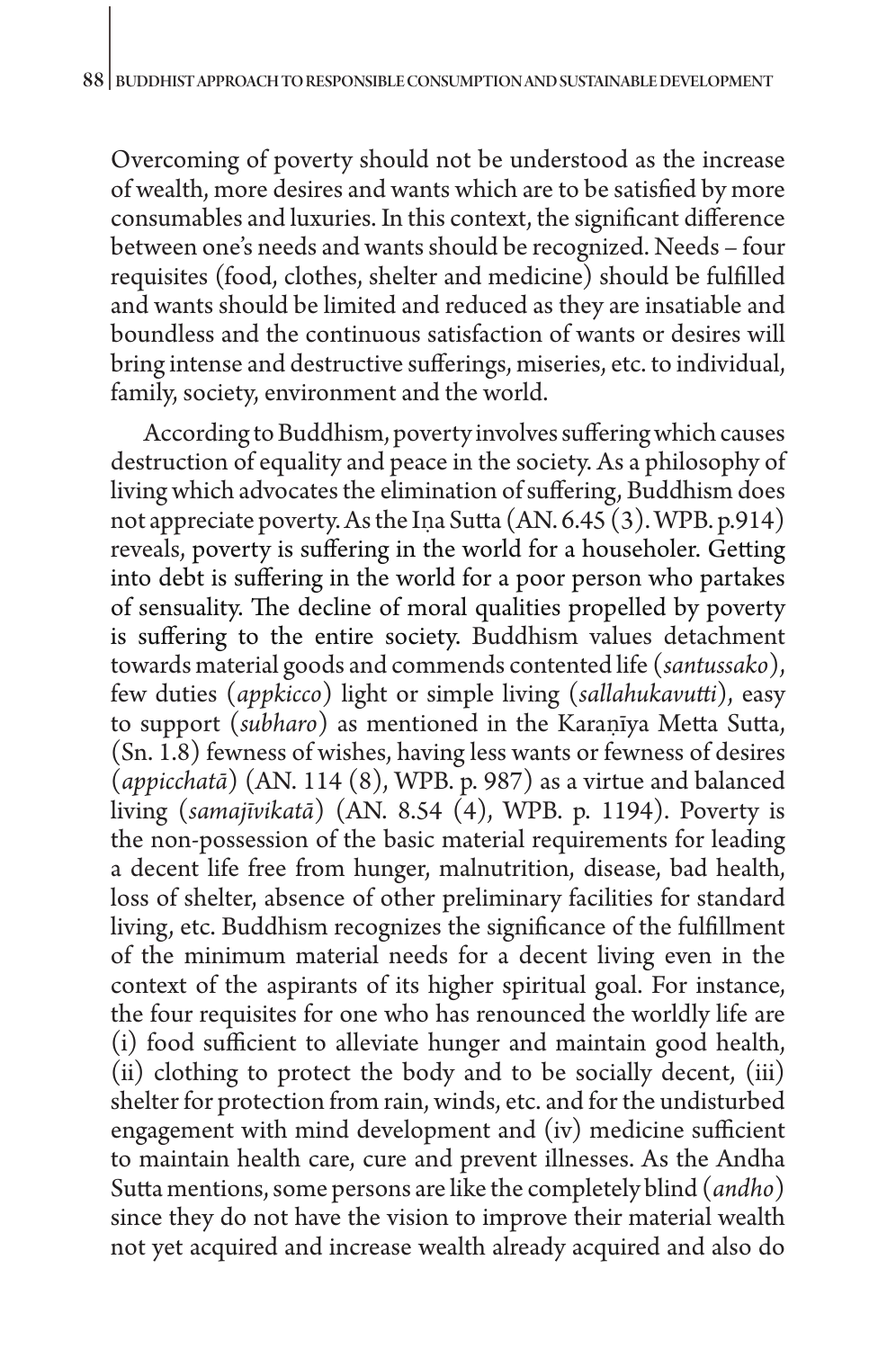Overcoming of poverty should not be understood as the increase of wealth, more desires and wants which are to be satisfied by more consumables and luxuries. In this context, the significant difference between one's needs and wants should be recognized. Needs – four requisites (food, clothes, shelter and medicine) should be fulfilled and wants should be limited and reduced as they are insatiable and boundless and the continuous satisfaction of wants or desires will bring intense and destructive sufferings, miseries, etc. to individual, family, society, environment and the world.

According to Buddhism, poverty involves suffering which causes destruction of equality and peace in the society. As a philosophy of living which advocates the elimination of suffering, Buddhism does not appreciate poverty. As the Iṇa Sutta (AN. 6.45 (3). WPB. p.914) reveals, poverty is suffering in the world for a househoIer. Getting into debt is suffering in the world for a poor person who partakes of sensuality. The decline of moral qualities propelled by poverty is suffering to the entire society. Buddhism values detachment towards material goods and commends contented life (*santussako*), few duties (*appkicco*) light or simple living (*sallahukavutti*), easy to support (*subharo*) as mentioned in the Karaṇīya Metta Sutta, (Sn. 1.8) fewness of wishes, having less wants or fewness of desires (*appicchatā*) (AN. 114 (8), WPB. p. 987) as a virtue and balanced living (*samajīvikatā*) (AN. 8.54 (4), WPB. p. 1194). Poverty is the non-possession of the basic material requirements for leading a decent life free from hunger, malnutrition, disease, bad health, loss of shelter, absence of other preliminary facilities for standard living, etc. Buddhism recognizes the significance of the fulfillment of the minimum material needs for a decent living even in the context of the aspirants of its higher spiritual goal. For instance, the four requisites for one who has renounced the worldly life are (i) food sufficient to alleviate hunger and maintain good health, (ii) clothing to protect the body and to be socially decent, (iii) shelter for protection from rain, winds, etc. and for the undisturbed engagement with mind development and (iv) medicine sufficient to maintain health care, cure and prevent illnesses. As the Andha Sutta mentions, some persons are like the completely blind (*andho*) since they do not have the vision to improve their material wealth not yet acquired and increase wealth already acquired and also do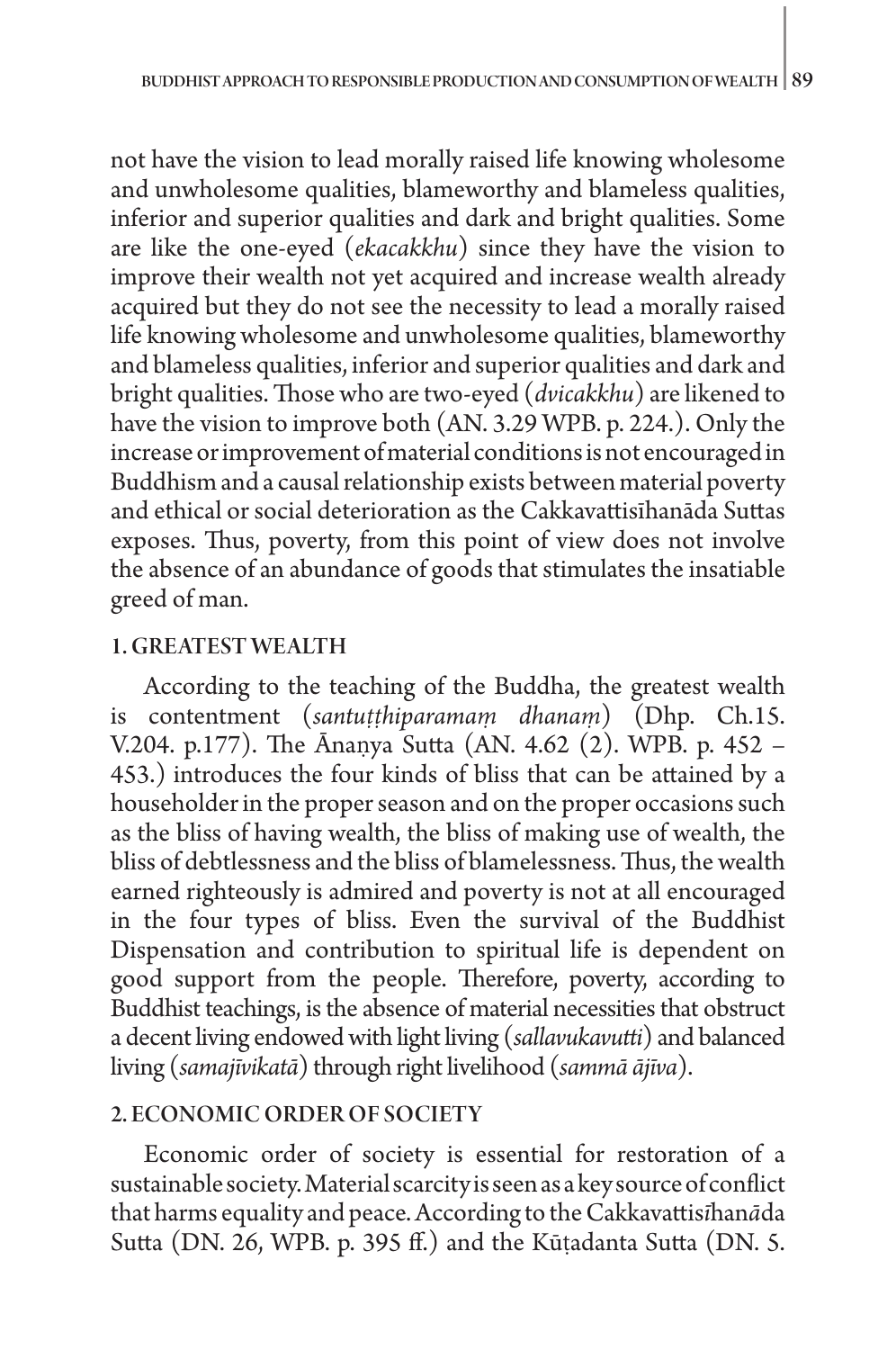not have the vision to lead morally raised life knowing wholesome and unwholesome qualities, blameworthy and blameless qualities, inferior and superior qualities and dark and bright qualities. Some are like the one-eyed (*ekacakkhu*) since they have the vision to improve their wealth not yet acquired and increase wealth already acquired but they do not see the necessity to lead a morally raised life knowing wholesome and unwholesome qualities, blameworthy and blameless qualities, inferior and superior qualities and dark and bright qualities. Those who are two-eyed (*dvicakkhu*) are likened to have the vision to improve both (AN. 3.29 WPB. p. 224.). Only the increase or improvement of material conditions is not encouraged in Buddhism and a causal relationship exists between material poverty and ethical or social deterioration as the Cakkavattisīhanāda Suttas exposes. Thus, poverty, from this point of view does not involve the absence of an abundance of goods that stimulates the insatiable greed of man.

## 1. GREATEST WEALTH

According to the teaching of the Buddha, the greatest wealth is contentment (*santuṭṭhiparamaṃ dhanaṃ*) (Dhp. Ch.15. V.204. p.177). The Ānaṇya Sutta (AN. 4.62 (2). WPB. p. 452 – 453.) introduces the four kinds of bliss that can be attained by a householder in the proper season and on the proper occasions such as the bliss of having wealth, the bliss of making use of wealth, the bliss of debtlessness and the bliss of blamelessness. Thus, the wealth earned righteously is admired and poverty is not at all encouraged in the four types of bliss. Even the survival of the Buddhist Dispensation and contribution to spiritual life is dependent on good support from the people. Therefore, poverty, according to Buddhist teachings, is the absence of material necessities that obstruct a decent living endowed with light living (*sallavukavutti*) and balanced living (*samajīvikatā*) through right livelihood (*sammā ājīva*).

## 2. ECONOMIC ORDER OF SOCIETY

Economic order of society is essential for restoration of a sustainable society. Material scarcity is seen as a key source of conflict that harms equality and peace. According to the Cakkavattisīhanāda Sutta (DN. 26, WPB. p. 395 ff.) and the Kūṭadanta Sutta (DN. 5.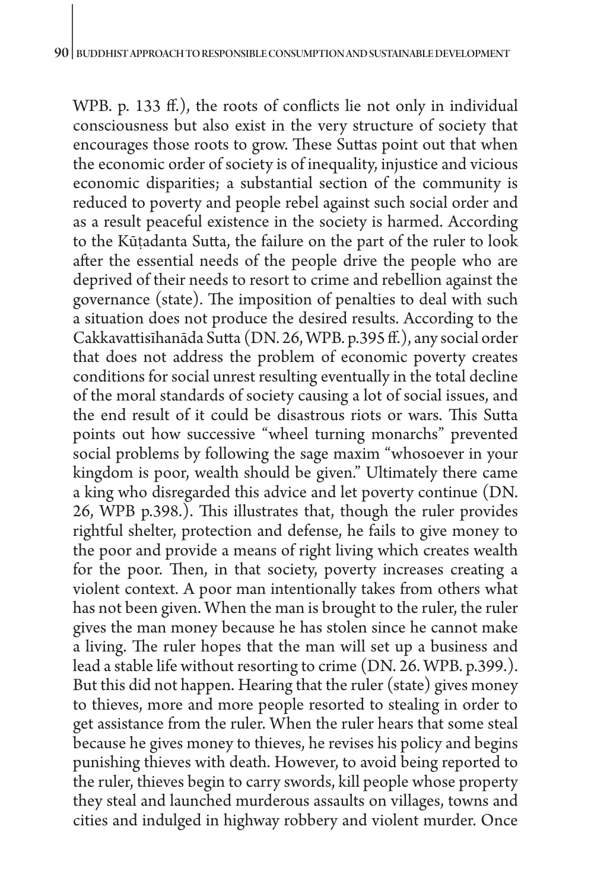WPB. p. 133 ff.), the roots of conflicts lie not only in individual consciousness but also exist in the very structure of society that encourages those roots to grow. These Suttas point out that when the economic order of society is of inequality, injustice and vicious economic disparities; a substantial section of the community is reduced to poverty and people rebel against such social order and as a result peaceful existence in the society is harmed. According to the Kūṭadanta Sutta, the failure on the part of the ruler to look after the essential needs of the people drive the people who are deprived of their needs to resort to crime and rebellion against the governance (state). The imposition of penalties to deal with such a situation does not produce the desired results. According to the Cakkavattisīhanāda Sutta (DN. 26, WPB. p.395 ff.), any social order that does not address the problem of economic poverty creates conditions for social unrest resulting eventually in the total decline of the moral standards of society causing a lot of social issues, and the end result of it could be disastrous riots or wars. This Sutta points out how successive "wheel turning monarchs" prevented social problems by following the sage maxim "whosoever in your kingdom is poor, wealth should be given." Ultimately there came a king who disregarded this advice and let poverty continue (DN. 26, WPB p.398.). This illustrates that, though the ruler provides rightful shelter, protection and defense, he fails to give money to the poor and provide a means of right living which creates wealth for the poor. Then, in that society, poverty increases creating a violent context. A poor man intentionally takes from others what has not been given. When the man is brought to the ruler, the ruler gives the man money because he has stolen since he cannot make a living. The ruler hopes that the man will set up a business and lead a stable life without resorting to crime (DN. 26. WPB. p.399.). But this did not happen. Hearing that the ruler (state) gives money to thieves, more and more people resorted to stealing in order to get assistance from the ruler. When the ruler hears that some steal because he gives money to thieves, he revises his policy and begins punishing thieves with death. However, to avoid being reported to the ruler, thieves begin to carry swords, kill people whose property they steal and launched murderous assaults on villages, towns and cities and indulged in highway robbery and violent murder. Once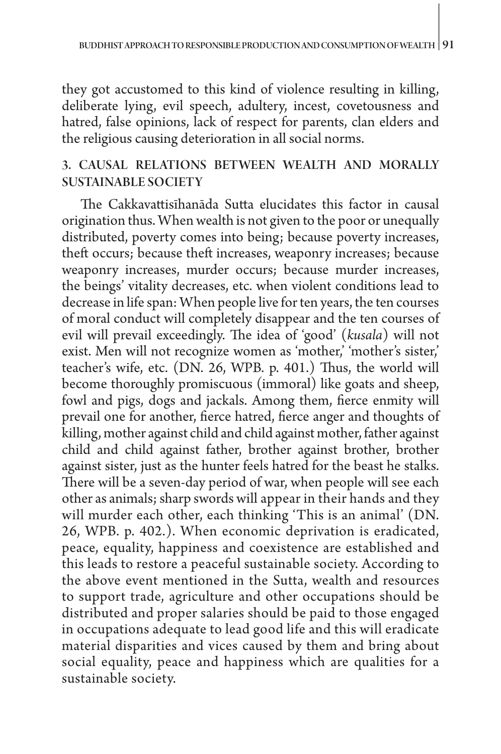they got accustomed to this kind of violence resulting in killing, deliberate lying, evil speech, adultery, incest, covetousness and hatred, false opinions, lack of respect for parents, clan elders and the religious causing deterioration in all social norms.

## 3. CAUSAL RELATIONS BETWEEN WEALTH AND MORALLY SUSTAINABLE SOCIETY

The Cakkavattisīhanāda Sutta elucidates this factor in causal origination thus. When wealth is not given to the poor or unequally distributed, poverty comes into being; because poverty increases, theft occurs; because theft increases, weaponry increases; because weaponry increases, murder occurs; because murder increases, the beings' vitality decreases, etc. when violent conditions lead to decrease in life span: When people live for ten years, the ten courses of moral conduct will completely disappear and the ten courses of evil will prevail exceedingly. The idea of 'good' (*kusala*) will not exist. Men will not recognize women as 'mother,' 'mother's sister,' teacher's wife, etc. (DN. 26, WPB. p. 401.) Thus, the world will become thoroughly promiscuous (immoral) like goats and sheep, fowl and pigs, dogs and jackals. Among them, fierce enmity will prevail one for another, fierce hatred, fierce anger and thoughts of killing, mother against child and child against mother, father against child and child against father, brother against brother, brother against sister, just as the hunter feels hatred for the beast he stalks. There will be a seven-day period of war, when people will see each other as animals; sharp swords will appear in their hands and they will murder each other, each thinking 'This is an animal' (DN. 26, WPB. p. 402.). When economic deprivation is eradicated, peace, equality, happiness and coexistence are established and this leads to restore a peaceful sustainable society. According to the above event mentioned in the Sutta, wealth and resources to support trade, agriculture and other occupations should be distributed and proper salaries should be paid to those engaged in occupations adequate to lead good life and this will eradicate material disparities and vices caused by them and bring about social equality, peace and happiness which are qualities for a sustainable society.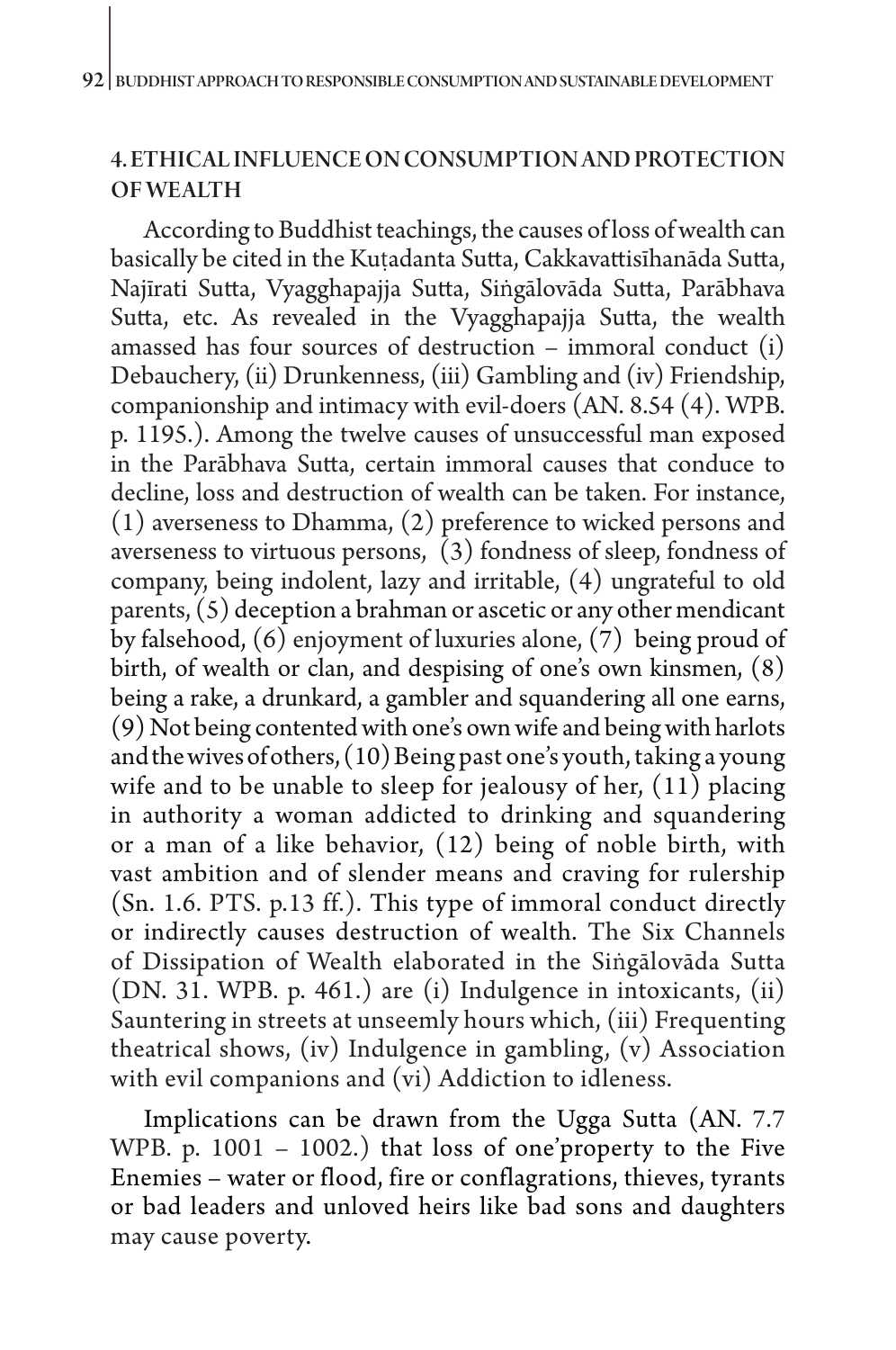## 4. ETHICAL INFLUENCE ON CONSUMPTION AND PROTECTION OF WEALTH

According to Buddhist teachings, the causes of loss of wealth can basically be cited in the Kuṭadanta Sutta, Cakkavattisīhanāda Sutta, Najīrati Sutta, Vyagghapajja Sutta, Siṅgālovāda Sutta, Parābhava Sutta, etc. As revealed in the Vyagghapajja Sutta, the wealth amassed has four sources of destruction – immoral conduct (i) Debauchery, (ii) Drunkenness, (iii) Gambling and (iv) Friendship, companionship and intimacy with evil-doers (AN. 8.54 (4). WPB. p. 1195.). Among the twelve causes of unsuccessful man exposed in the Parābhava Sutta, certain immoral causes that conduce to decline, loss and destruction of wealth can be taken. For instance, (1) averseness to Dhamma, (2) preference to wicked persons and averseness to virtuous persons, (3) fondness of sleep, fondness of company, being indolent, lazy and irritable, (4) ungrateful to old parents, (5) deception a brahman or ascetic or any other mendicant by falsehood, (6) enjoyment of luxuries alone, (7) being proud of birth, of wealth or clan, and despising of one's own kinsmen, (8) being a rake, a drunkard, a gambler and squandering all one earns, (9) Not being contented with one's own wife and being with harlots and the wives of others, (10) Being past one's youth, taking a young wife and to be unable to sleep for jealousy of her, (11) placing in authority a woman addicted to drinking and squandering or a man of a like behavior, (12) being of noble birth, with vast ambition and of slender means and craving for rulership (Sn. 1.6. PTS. p.13 ff.). This type of immoral conduct directly or indirectly causes destruction of wealth. The Six Channels of Dissipation of Wealth elaborated in the Siṅgālovāda Sutta (DN. 31. WPB. p. 461.) are (i) Indulgence in intoxicants, (ii) Sauntering in streets at unseemly hours which, (iii) Frequenting theatrical shows, (iv) Indulgence in gambling, (v) Association with evil companions and (vi) Addiction to idleness.

Implications can be drawn from the Ugga Sutta (AN. 7.7 WPB. p. 1001 – 1002.) that loss of one'property to the Five Enemies – water or flood, fire or conflagrations, thieves, tyrants or bad leaders and unloved heirs like bad sons and daughters may cause poverty.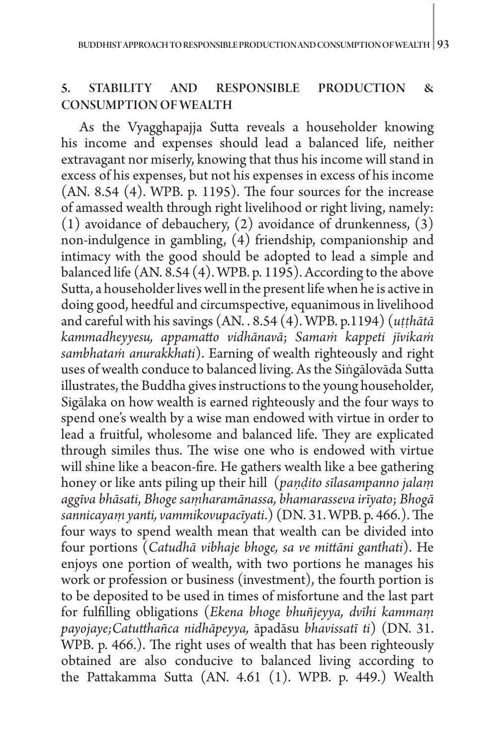## 5. STABILITY AND RESPONSIBLE PRODUCTION & CONSUMPTION OF WEALTH

As the Vyagghapajja Sutta reveals a householder knowing his income and expenses should lead a balanced life, neither extravagant nor miserly, knowing that thus his income will stand in excess of his expenses, but not his expenses in excess of his income (AN. 8.54 (4). WPB. p. 1195). The four sources for the increase of amassed wealth through right livelihood or right living, namely: (1) avoidance of debauchery, (2) avoidance of drunkenness, (3) non-indulgence in gambling, (4) friendship, companionship and intimacy with the good should be adopted to lead a simple and balanced life (AN. 8.54 (4). WPB. p. 1195). According to the above Sutta, a householder lives well in the present life when he is active in doing good, heedful and circumspective, equanimous in livelihood and careful with his savings (AN. . 8.54 (4). WPB. p.1194) (*uṭṭhātā kammadheyyesu, appamatto vidhānavā*; *Samaṁ kappeti jīvikaṁ sambhataṁ anurakkhati*). Earning of wealth righteously and right uses of wealth conduce to balanced living. As the Siṅgālovāda Sutta illustrates, the Buddha gives instructions to the young householder, Sigālaka on how wealth is earned righteously and the four ways to spend one's wealth by a wise man endowed with virtue in order to lead a fruitful, wholesome and balanced life. They are explicated through similes thus. The wise one who is endowed with virtue will shine like a beacon-fire. He gathers wealth like a bee gathering honey or like ants piling up their hill (*paṇḍito sīlasampanno jalaṃ aggīva bhāsati*, *Bhoge saṃharamānassa, bhamarasseva irīyato*; *Bhogā sannicayaṃ yanti, vammikovupacīyati*.) (DN. 31. WPB. p. 466.). The four ways to spend wealth mean that wealth can be divided into four portions (*Catudhā vibhaje bhoge, sa ve mittāni ganthati*). He enjoys one portion of wealth, with two portions he manages his work or profession or business (investment), the fourth portion is to be deposited to be used in times of misfortune and the last part for fulfilling obligations (*Ekena bhoge bhuñjeyya, dvīhi kammaṃ payojaye;Catutthañca nidhāpeyya,* āpadāsu *bhavissatī ti*) (DN. 31. WPB. p. 466.). The right uses of wealth that has been righteously obtained are also conducive to balanced living according to the Pattakamma Sutta (AN. 4.61 (1). WPB. p. 449.) Wealth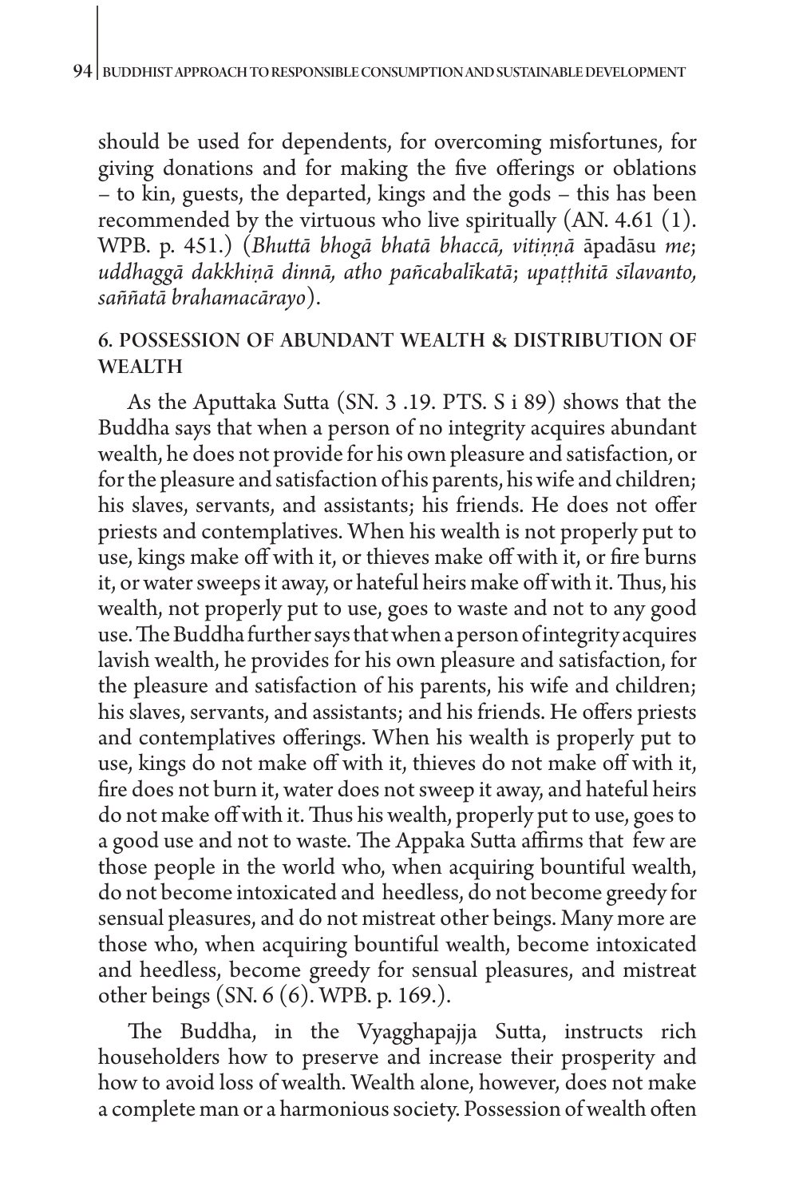should be used for dependents, for overcoming misfortunes, for giving donations and for making the five offerings or oblations – to kin, guests, the departed, kings and the gods – this has been recommended by the virtuous who live spiritually (AN. 4.61 (1). WPB. p. 451.) (*Bhuttā bhogā bhatā bhaccā, vitiṇṇā* āpadāsu *me*; *uddhaggā dakkhiṇā dinnā, atho pañcabalīkatā*; *upaṭṭhitā sīlavanto, saññatā brahamacārayo*).

## 6. POSSESSION OF ABUNDANT WEALTH & DISTRIBUTION OF WEALTH

As the Aputtaka Sutta (SN. 3 .19. PTS. S i 89) shows that the Buddha says that when a person of no integrity acquires abundant wealth, he does not provide for his own pleasure and satisfaction, or for the pleasure and satisfaction of his parents, his wife and children; his slaves, servants, and assistants; his friends. He does not offer priests and contemplatives. When his wealth is not properly put to use, kings make off with it, or thieves make off with it, or fire burns it, or water sweeps it away, or hateful heirs make off with it. Thus, his wealth, not properly put to use, goes to waste and not to any good use. The Buddha further says that when a person of integrity acquires lavish wealth, he provides for his own pleasure and satisfaction, for the pleasure and satisfaction of his parents, his wife and children; his slaves, servants, and assistants; and his friends. He offers priests and contemplatives offerings. When his wealth is properly put to use, kings do not make off with it, thieves do not make off with it, fire does not burn it, water does not sweep it away, and hateful heirs do not make off with it. Thus his wealth, properly put to use, goes to a good use and not to waste. The Appaka Sutta affirms that few are those people in the world who, when acquiring bountiful wealth, do not become intoxicated and heedless, do not become greedy for sensual pleasures, and do not mistreat other beings. Many more are those who, when acquiring bountiful wealth, become intoxicated and heedless, become greedy for sensual pleasures, and mistreat other beings (SN. 6 (6). WPB. p. 169.).

The Buddha, in the Vyagghapajja Sutta, instructs rich householders how to preserve and increase their prosperity and how to avoid loss of wealth. Wealth alone, however, does not make a complete man or a harmonious society. Possession of wealth often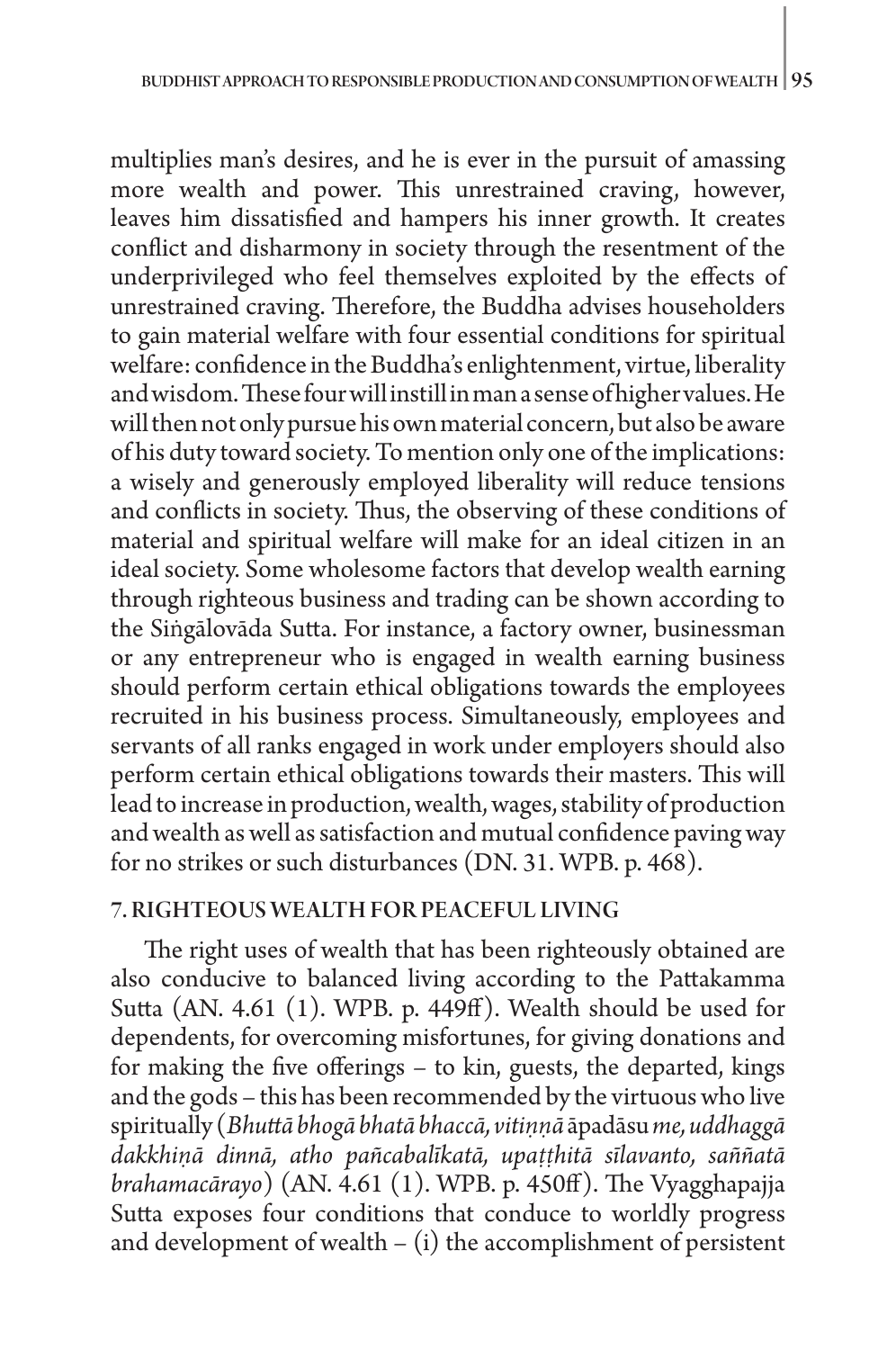multiplies man's desires, and he is ever in the pursuit of amassing more wealth and power. This unrestrained craving, however, leaves him dissatisfied and hampers his inner growth. It creates conflict and disharmony in society through the resentment of the underprivileged who feel themselves exploited by the effects of unrestrained craving. Therefore, the Buddha advises householders to gain material welfare with four essential conditions for spiritual welfare: confidence in the Buddha's enlightenment, virtue, liberality and wisdom. These four will instill in man a sense of higher values. He will then not only pursue his own material concern, but also be aware of his duty toward society. To mention only one of the implications: a wisely and generously employed liberality will reduce tensions and conflicts in society. Thus, the observing of these conditions of material and spiritual welfare will make for an ideal citizen in an ideal society. Some wholesome factors that develop wealth earning through righteous business and trading can be shown according to the Siṅgālovāda Sutta. For instance, a factory owner, businessman or any entrepreneur who is engaged in wealth earning business should perform certain ethical obligations towards the employees recruited in his business process. Simultaneously, employees and servants of all ranks engaged in work under employers should also perform certain ethical obligations towards their masters. This will lead to increase in production, wealth, wages, stability of production and wealth as well as satisfaction and mutual confidence paving way for no strikes or such disturbances (DN. 31. WPB. p. 468).

## 7. RIGHTEOUS WEALTH FOR PEACEFUL LIVING

The right uses of wealth that has been righteously obtained are also conducive to balanced living according to the Pattakamma Sutta (AN. 4.61 (1). WPB. p. 449ff). Wealth should be used for dependents, for overcoming misfortunes, for giving donations and for making the five offerings – to kin, guests, the departed, kings and the gods – this has been recommended by the virtuous who live spiritually (*Bhuttā bhogā bhatā bhaccā, vitiṇṇā* āpadāsu *me, uddhaggā dakkhiṇā dinnā, atho pañcabalīkatā, upaṭṭhitā sīlavanto, saññatā brahamacārayo*) (AN. 4.61 (1). WPB. p. 450ff). The Vyagghapajja Sutta exposes four conditions that conduce to worldly progress and development of wealth – (i) the accomplishment of persistent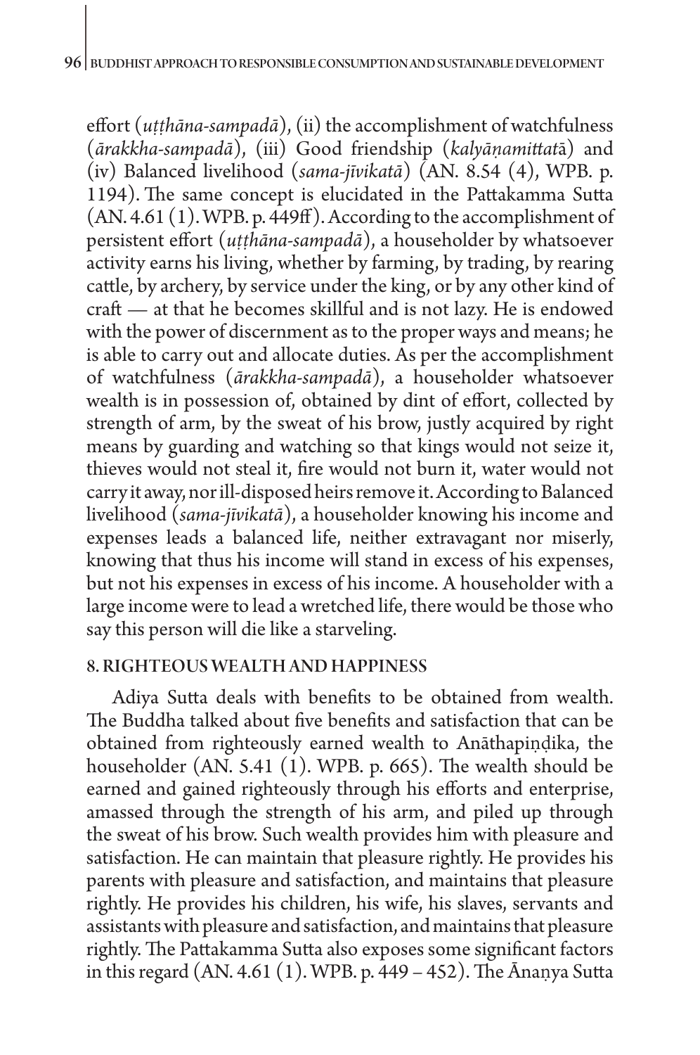effort (*uṭṭhāna-sampadā*), (ii) the accomplishment of watchfulness (*ārakkha-sampadā*), (iii) Good friendship (*kalyāṇamittat*ā) and (iv) Balanced livelihood (*sama-jīvikatā*) (AN. 8.54 (4), WPB. p. 1194). The same concept is elucidated in the Pattakamma Sutta (AN. 4.61 (1). WPB. p. 449ff). According to the accomplishment of persistent effort (*uṭṭhāna-sampadā*), a householder by whatsoever activity earns his living, whether by farming, by trading, by rearing cattle, by archery, by service under the king, or by any other kind of craft — at that he becomes skillful and is not lazy. He is endowed with the power of discernment as to the proper ways and means; he is able to carry out and allocate duties. As per the accomplishment of watchfulness (*ārakkha-sampadā*), a householder whatsoever wealth is in possession of, obtained by dint of effort, collected by strength of arm, by the sweat of his brow, justly acquired by right means by guarding and watching so that kings would not seize it, thieves would not steal it, fire would not burn it, water would not carry it away, nor ill-disposed heirs remove it. According to Balanced livelihood (*sama-jīvikatā*), a householder knowing his income and expenses leads a balanced life, neither extravagant nor miserly, knowing that thus his income will stand in excess of his expenses, but not his expenses in excess of his income. A householder with a large income were to lead a wretched life, there would be those who say this person will die like a starveling.

## 8. RIGHTEOUS WEALTH AND HAPPINESS

Adiya Sutta deals with benefits to be obtained from wealth. The Buddha talked about five benefits and satisfaction that can be obtained from righteously earned wealth to Anāthapiṇḍika, the householder (AN. 5.41 (1). WPB. p. 665). The wealth should be earned and gained righteously through his efforts and enterprise, amassed through the strength of his arm, and piled up through the sweat of his brow. Such wealth provides him with pleasure and satisfaction. He can maintain that pleasure rightly. He provides his parents with pleasure and satisfaction, and maintains that pleasure rightly. He provides his children, his wife, his slaves, servants and assistants with pleasure and satisfaction, and maintains that pleasure rightly. The Pattakamma Sutta also exposes some significant factors in this regard (AN. 4.61 (1). WPB. p. 449 – 452). The Ānaṇya Sutta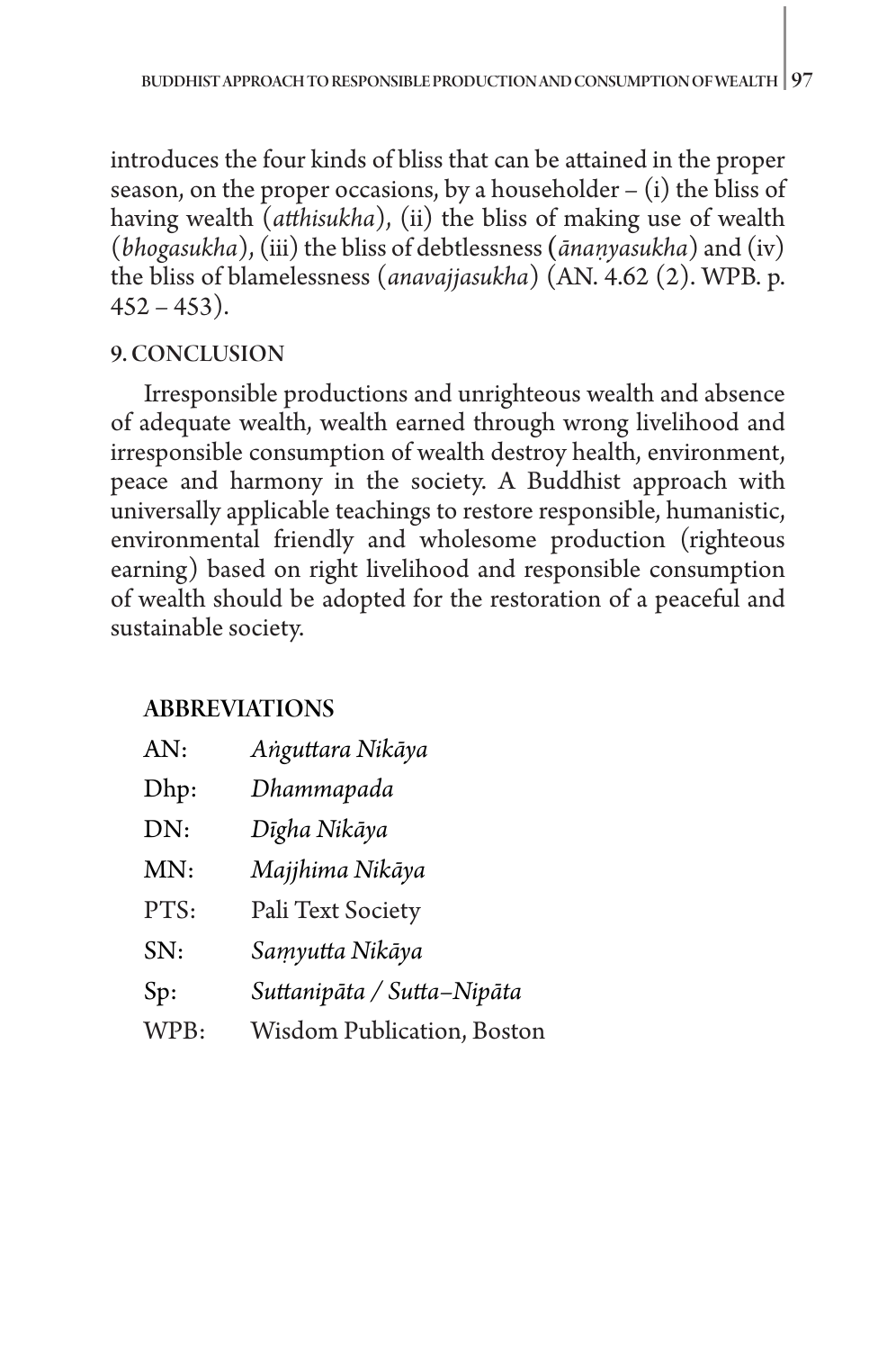introduces the four kinds of bliss that can be attained in the proper season, on the proper occasions, by a householder – (i) the bliss of having wealth (*atthisukha*), (ii) the bliss of making use of wealth (*bhogasukha*), (iii) the bliss of debtlessness (*ānaṇyasukha*) and (iv) the bliss of blamelessness (*anavajjasukha*) (AN. 4.62 (2). WPB. p. 452 – 453).

## 9. CONCLUSION

Irresponsible productions and unrighteous wealth and absence of adequate wealth, wealth earned through wrong livelihood and irresponsible consumption of wealth destroy health, environment, peace and harmony in the society. A Buddhist approach with universally applicable teachings to restore responsible, humanistic, environmental friendly and wholesome production (righteous earning) based on right livelihood and responsible consumption of wealth should be adopted for the restoration of a peaceful and sustainable society.

## ABBREVIATIONS

AN: *Aṅguttara Nikāya*

Dhp: *Dhammapada*

DN: *Dīgha Nikāya*

MN: *Majjhima Nikāya*

PTS: Pali Text Society

SN: *Saṃyutta Nikāya*

Sp: *Suttanipāta / Sutta–Nipāta*

WPB: Wisdom Publication, Boston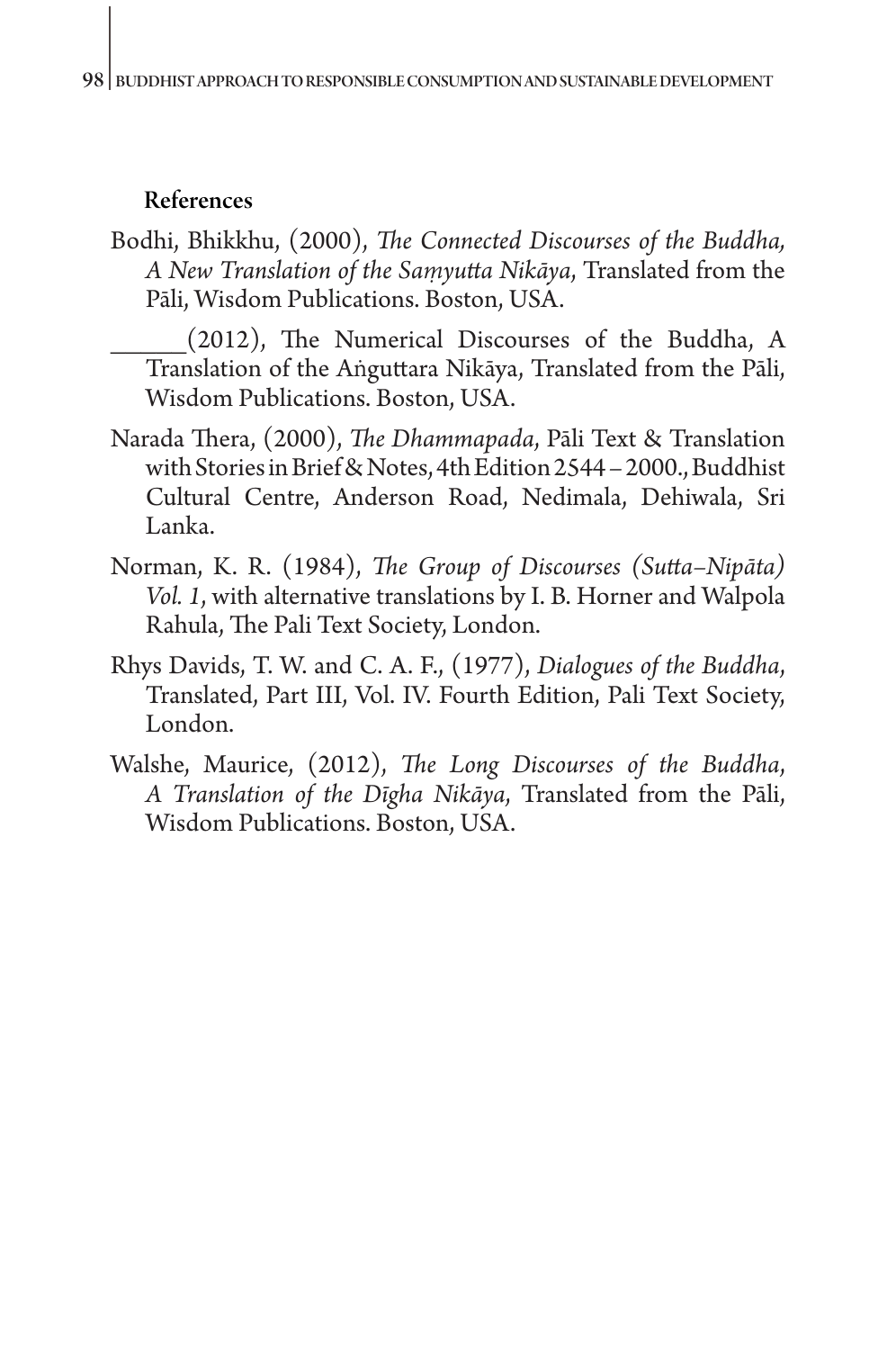## References

Bodhi, Bhikkhu, (2000), *The Connected Discourses of the Buddha, A New Translation of the Saṃyutta Nikāya*, Translated from the Pāli, Wisdom Publications. Boston, USA.

______(2012), The Numerical Discourses of the Buddha, A Translation of the Aṅguttara Nikāya, Translated from the Pāli, Wisdom Publications. Boston, USA.

Narada Thera, (2000), *The Dhammapada*, Pāli Text & Translation with Stories in Brief & Notes, 4th Edition 2544 – 2000., Buddhist Cultural Centre, Anderson Road, Nedimala, Dehiwala, Sri Lanka.

Norman, K. R. (1984), *The Group of Discourses (Sutta–Nipāta) Vol. 1*, with alternative translations by I. B. Horner and Walpola Rahula, The Pali Text Society, London.

Rhys Davids, T. W. and C. A. F., (1977), *Dialogues of the Buddha*, Translated, Part III, Vol. IV. Fourth Edition, Pali Text Society, London.

Walshe, Maurice, (2012), *The Long Discourses of the Buddha, A Translation of the Dīgha Nikāya*, Translated from the Pāli, Wisdom Publications. Boston, USA.